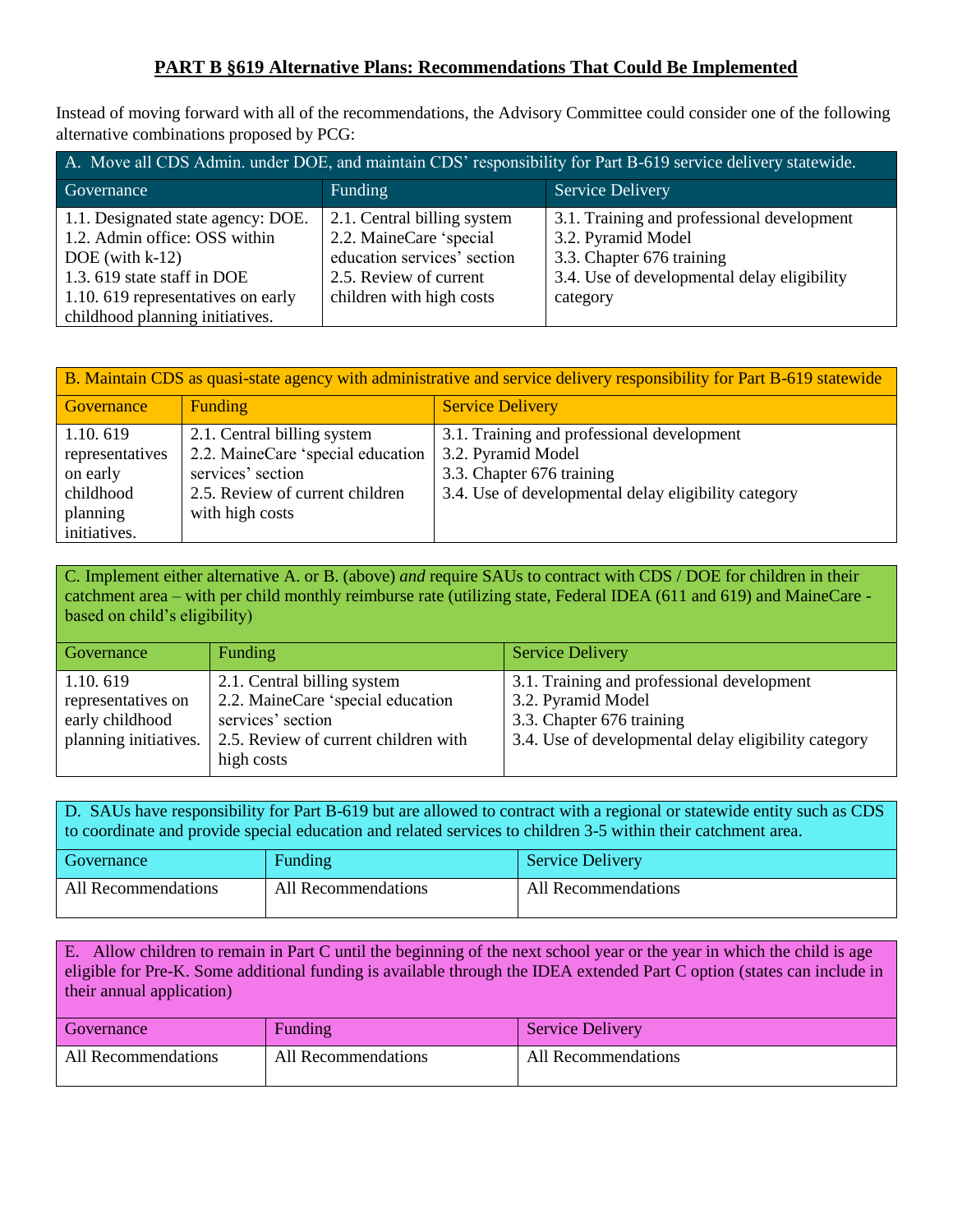# PART B §619 Alternative Plans: Recommendations That Could Be Implemented

Instead of moving forward with all of the recommendations, the Advisory Committee could consider one of the following alternative combinations proposed by PCG:

| A. Move all CDS Admin. under DOE, and maintain CDS' responsibility for Part B-619 service delivery statewide. | | |
|---|---|---|
| Governance | Funding | Service Delivery |
| 1.1. Designated state agency: DOE.<br>1.2. Admin office: OSS within DOE (with k-12)<br>1.3. 619 state staff in DOE<br>1.10. 619 representatives on early childhood planning initiatives. | 2.1. Central billing system<br>2.2. MaineCare 'special education services' section<br>2.5. Review of current children with high costs | 3.1. Training and professional development<br>3.2. Pyramid Model<br>3.3. Chapter 676 training<br>3.4. Use of developmental delay eligibility category |

| B. Maintain CDS as quasi-state agency with administrative and service delivery responsibility for Part B-619 statewide | | |
|---|---|---|
| Governance | Funding | Service Delivery |
| 1.10. 619 representatives on early childhood planning initiatives. | 2.1. Central billing system<br>2.2. MaineCare 'special education services' section<br>2.5. Review of current children with high costs | 3.1. Training and professional development<br>3.2. Pyramid Model<br>3.3. Chapter 676 training<br>3.4. Use of developmental delay eligibility category |

| C. Implement either alternative A. or B. (above) *and* require SAUs to contract with CDS / DOE for children in their catchment area – with per child monthly reimburse rate (utilizing state, Federal IDEA (611 and 619) and MaineCare - based on child's eligibility) | | |
|---|---|---|
| Governance | Funding | Service Delivery |
| 1.10. 619 representatives on early childhood planning initiatives. | 2.1. Central billing system<br>2.2. MaineCare 'special education services' section<br>2.5. Review of current children with high costs | 3.1. Training and professional development<br>3.2. Pyramid Model<br>3.3. Chapter 676 training<br>3.4. Use of developmental delay eligibility category |

| D. SAUs have responsibility for Part B-619 but are allowed to contract with a regional or statewide entity such as CDS to coordinate and provide special education and related services to children 3-5 within their catchment area. | | |
|---|---|---|
| Governance | Funding | Service Delivery |
| All Recommendations | All Recommendations | All Recommendations |

| E. Allow children to remain in Part C until the beginning of the next school year or the year in which the child is age eligible for Pre-K. Some additional funding is available through the IDEA extended Part C option (states can include in their annual application) | | |
|---|---|---|
| Governance | Funding | Service Delivery |
| All Recommendations | All Recommendations | All Recommendations |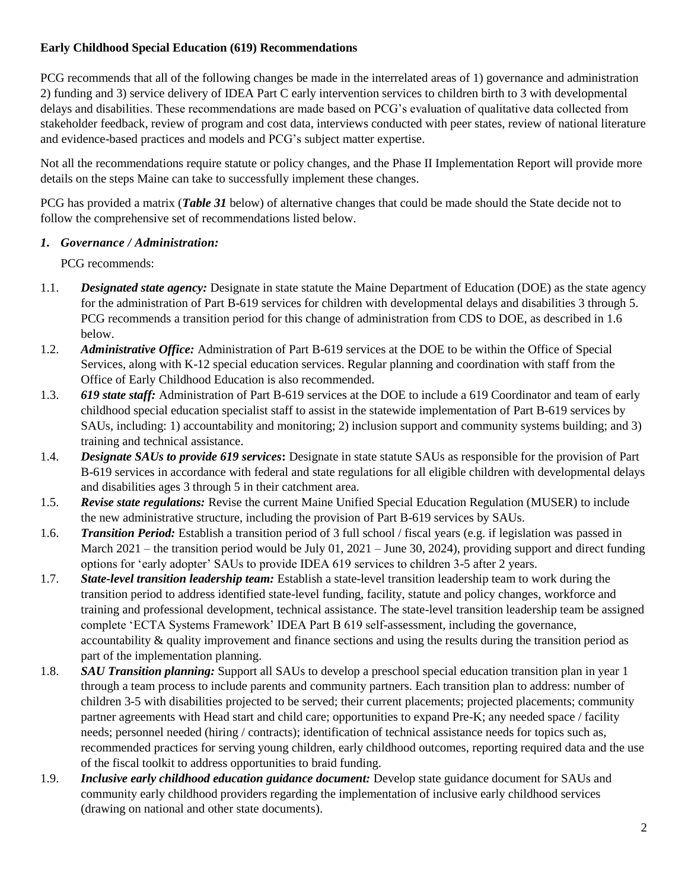**Early Childhood Special Education (619) Recommendations**

PCG recommends that all of the following changes be made in the interrelated areas of 1) governance and administration 2) funding and 3) service delivery of IDEA Part C early intervention services to children birth to 3 with developmental delays and disabilities. These recommendations are made based on PCG's evaluation of qualitative data collected from stakeholder feedback, review of program and cost data, interviews conducted with peer states, review of national literature and evidence-based practices and models and PCG's subject matter expertise.

Not all the recommendations require statute or policy changes, and the Phase II Implementation Report will provide more details on the steps Maine can take to successfully implement these changes.

PCG has provided a matrix (***Table 31*** below) of alternative changes that could be made should the State decide not to follow the comprehensive set of recommendations listed below.

1. ***Governance / Administration:***

   PCG recommends:

1.1. ***Designated state agency:*** Designate in state statute the Maine Department of Education (DOE) as the state agency for the administration of Part B-619 services for children with developmental delays and disabilities 3 through 5. PCG recommends a transition period for this change of administration from CDS to DOE, as described in 1.6 below.

1.2. ***Administrative Office:*** Administration of Part B-619 services at the DOE to be within the Office of Special Services, along with K-12 special education services. Regular planning and coordination with staff from the Office of Early Childhood Education is also recommended.

1.3. ***619 state staff:*** Administration of Part B-619 services at the DOE to include a 619 Coordinator and team of early childhood special education specialist staff to assist in the statewide implementation of Part B-619 services by SAUs, including: 1) accountability and monitoring; 2) inclusion support and community systems building; and 3) training and technical assistance.

1.4. ***Designate SAUs to provide 619 services*:** Designate in state statute SAUs as responsible for the provision of Part B-619 services in accordance with federal and state regulations for all eligible children with developmental delays and disabilities ages 3 through 5 in their catchment area.

1.5. ***Revise state regulations:*** Revise the current Maine Unified Special Education Regulation (MUSER) to include the new administrative structure, including the provision of Part B-619 services by SAUs.

1.6. ***Transition Period:*** Establish a transition period of 3 full school / fiscal years (e.g. if legislation was passed in March 2021 – the transition period would be July 01, 2021 – June 30, 2024), providing support and direct funding options for 'early adopter' SAUs to provide IDEA 619 services to children 3-5 after 2 years.

1.7. ***State-level transition leadership team:*** Establish a state-level transition leadership team to work during the transition period to address identified state-level funding, facility, statute and policy changes, workforce and training and professional development, technical assistance. The state-level transition leadership team be assigned complete 'ECTA Systems Framework' IDEA Part B 619 self-assessment, including the governance, accountability & quality improvement and finance sections and using the results during the transition period as part of the implementation planning.

1.8. ***SAU Transition planning:*** Support all SAUs to develop a preschool special education transition plan in year 1 through a team process to include parents and community partners. Each transition plan to address: number of children 3-5 with disabilities projected to be served; their current placements; projected placements; community partner agreements with Head start and child care; opportunities to expand Pre-K; any needed space / facility needs; personnel needed (hiring / contracts); identification of technical assistance needs for topics such as, recommended practices for serving young children, early childhood outcomes, reporting required data and the use of the fiscal toolkit to address opportunities to braid funding.

1.9. ***Inclusive early childhood education guidance document:*** Develop state guidance document for SAUs and community early childhood providers regarding the implementation of inclusive early childhood services (drawing on national and other state documents).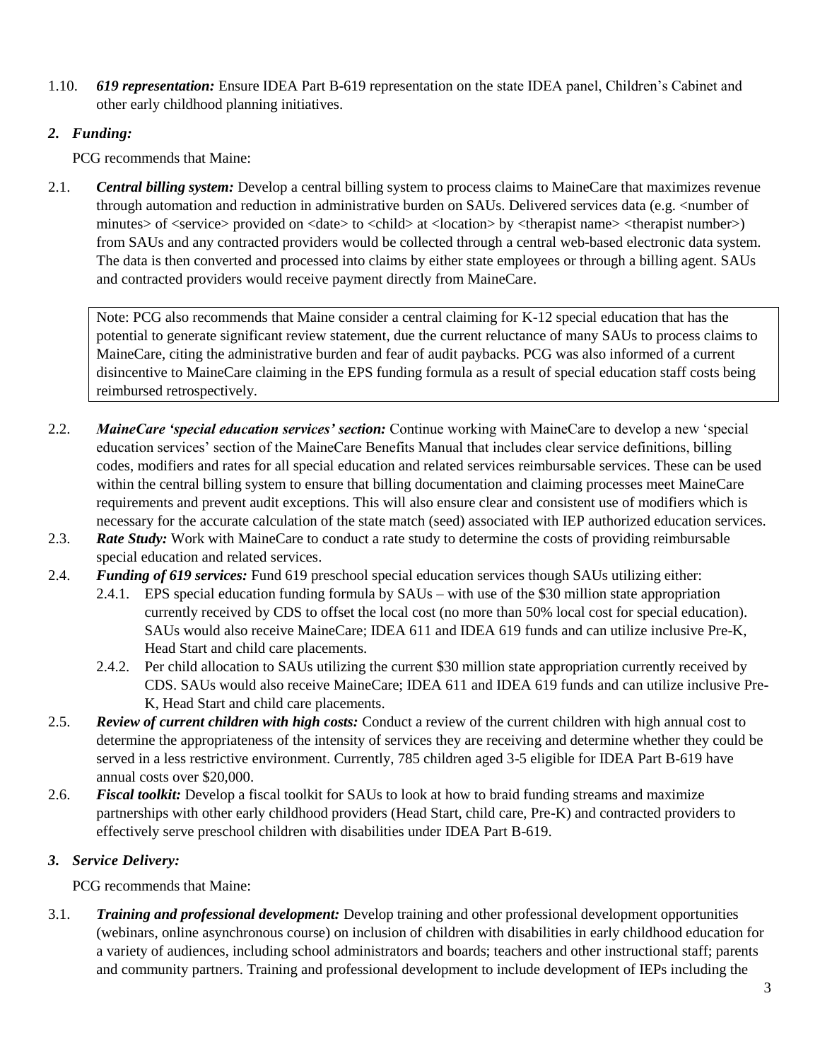1.10. ***619 representation:*** Ensure IDEA Part B-619 representation on the state IDEA panel, Children's Cabinet and other early childhood planning initiatives.

## *2. Funding:*

PCG recommends that Maine:

2.1. ***Central billing system:*** Develop a central billing system to process claims to MaineCare that maximizes revenue through automation and reduction in administrative burden on SAUs. Delivered services data (e.g. <number of minutes> of <service> provided on <date> to <child> at <location> by <therapist name> <therapist number>) from SAUs and any contracted providers would be collected through a central web-based electronic data system. The data is then converted and processed into claims by either state employees or through a billing agent. SAUs and contracted providers would receive payment directly from MaineCare.

> Note: PCG also recommends that Maine consider a central claiming for K-12 special education that has the potential to generate significant review statement, due the current reluctance of many SAUs to process claims to MaineCare, citing the administrative burden and fear of audit paybacks. PCG was also informed of a current disincentive to MaineCare claiming in the EPS funding formula as a result of special education staff costs being reimbursed retrospectively.

2.2. ***MaineCare 'special education services' section:*** Continue working with MaineCare to develop a new 'special education services' section of the MaineCare Benefits Manual that includes clear service definitions, billing codes, modifiers and rates for all special education and related services reimbursable services. These can be used within the central billing system to ensure that billing documentation and claiming processes meet MaineCare requirements and prevent audit exceptions. This will also ensure clear and consistent use of modifiers which is necessary for the accurate calculation of the state match (seed) associated with IEP authorized education services.

2.3. ***Rate Study:*** Work with MaineCare to conduct a rate study to determine the costs of providing reimbursable special education and related services.

2.4. ***Funding of 619 services:*** Fund 619 preschool special education services though SAUs utilizing either:

   2.4.1. EPS special education funding formula by SAUs – with use of the $30 million state appropriation currently received by CDS to offset the local cost (no more than 50% local cost for special education). SAUs would also receive MaineCare; IDEA 611 and IDEA 619 funds and can utilize inclusive Pre-K, Head Start and child care placements.

   2.4.2. Per child allocation to SAUs utilizing the current $30 million state appropriation currently received by CDS. SAUs would also receive MaineCare; IDEA 611 and IDEA 619 funds and can utilize inclusive Pre-K, Head Start and child care placements.

2.5. ***Review of current children with high costs:*** Conduct a review of the current children with high annual cost to determine the appropriateness of the intensity of services they are receiving and determine whether they could be served in a less restrictive environment. Currently, 785 children aged 3-5 eligible for IDEA Part B-619 have annual costs over $20,000.

2.6. ***Fiscal toolkit:*** Develop a fiscal toolkit for SAUs to look at how to braid funding streams and maximize partnerships with other early childhood providers (Head Start, child care, Pre-K) and contracted providers to effectively serve preschool children with disabilities under IDEA Part B-619.

## *3. Service Delivery:*

PCG recommends that Maine:

3.1. ***Training and professional development:*** Develop training and other professional development opportunities (webinars, online asynchronous course) on inclusion of children with disabilities in early childhood education for a variety of audiences, including school administrators and boards; teachers and other instructional staff; parents and community partners. Training and professional development to include development of IEPs including the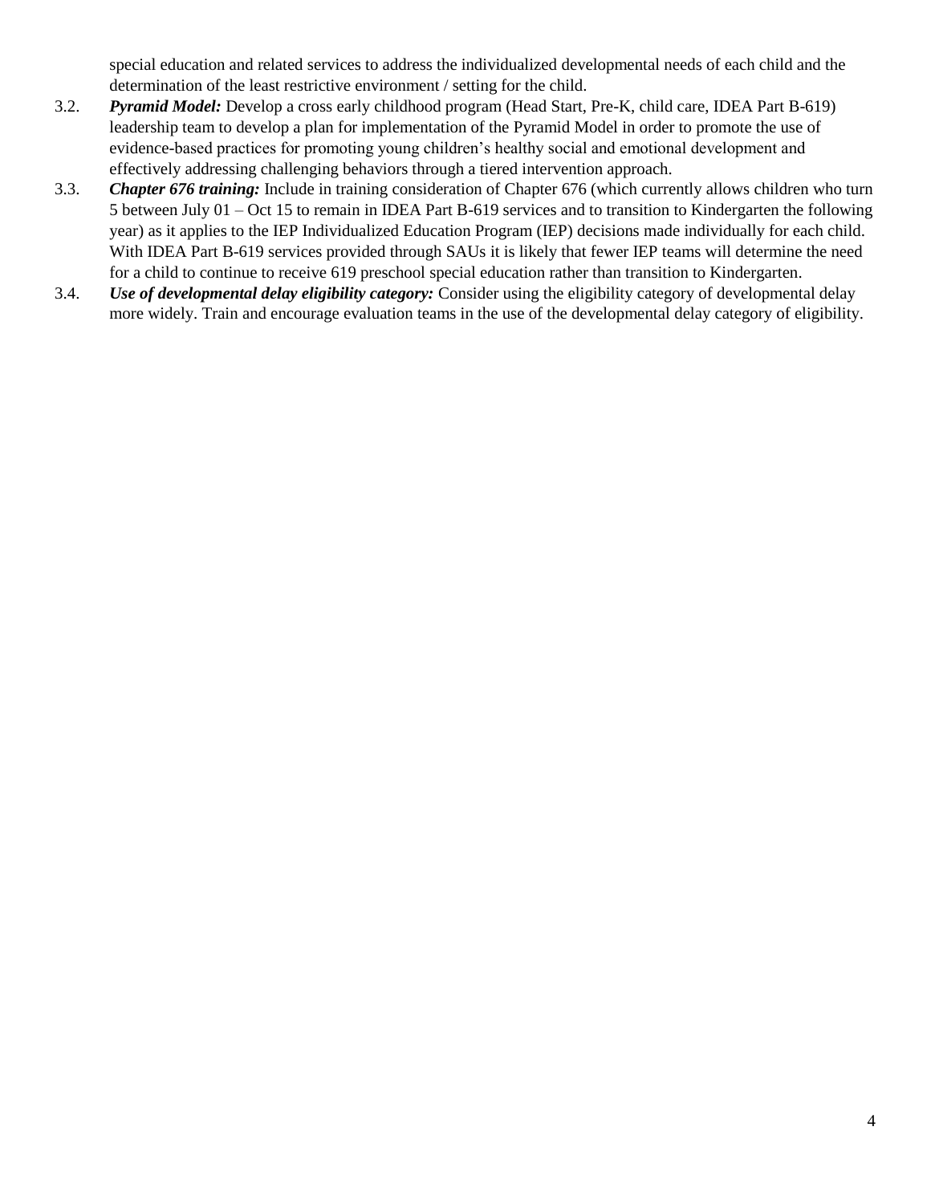special education and related services to address the individualized developmental needs of each child and the determination of the least restrictive environment / setting for the child.

3.2. ***Pyramid Model:*** Develop a cross early childhood program (Head Start, Pre-K, child care, IDEA Part B-619) leadership team to develop a plan for implementation of the Pyramid Model in order to promote the use of evidence-based practices for promoting young children's healthy social and emotional development and effectively addressing challenging behaviors through a tiered intervention approach.

3.3. ***Chapter 676 training:*** Include in training consideration of Chapter 676 (which currently allows children who turn 5 between July 01 – Oct 15 to remain in IDEA Part B-619 services and to transition to Kindergarten the following year) as it applies to the IEP Individualized Education Program (IEP) decisions made individually for each child. With IDEA Part B-619 services provided through SAUs it is likely that fewer IEP teams will determine the need for a child to continue to receive 619 preschool special education rather than transition to Kindergarten.

3.4. ***Use of developmental delay eligibility category:*** Consider using the eligibility category of developmental delay more widely. Train and encourage evaluation teams in the use of the developmental delay category of eligibility.